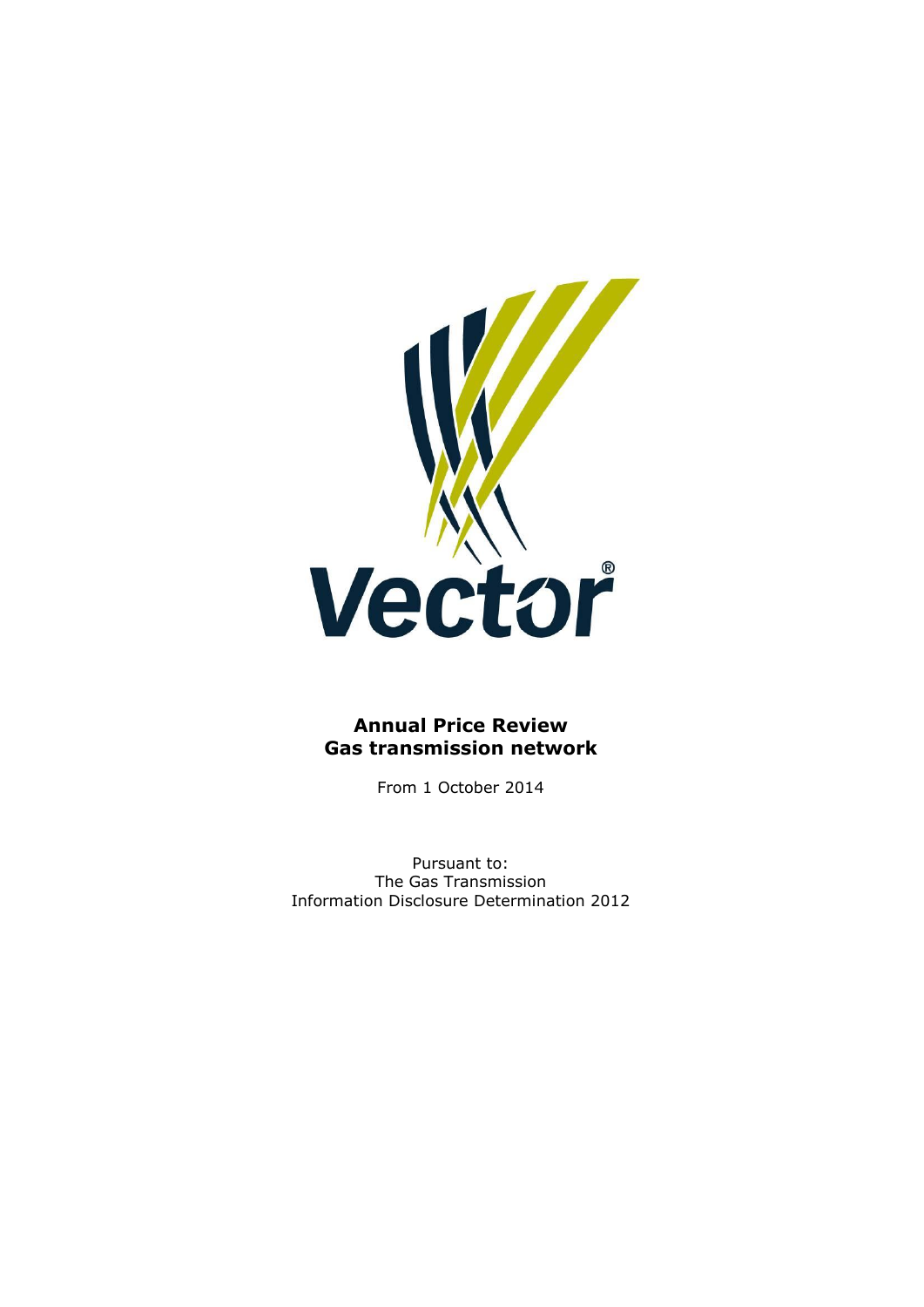**Annual Price Review**
**Gas transmission network**

From 1 October 2014

Pursuant to:
The Gas Transmission
Information Disclosure Determination 2012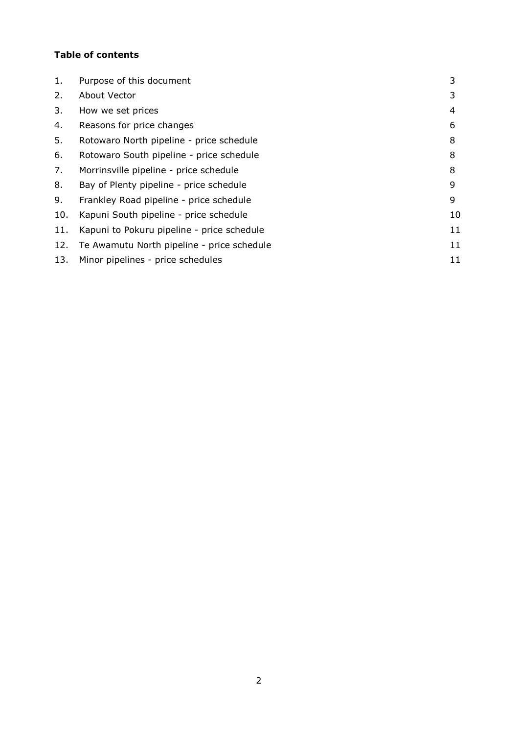**Table of contents**

| | | |
|---|---|---|
| 1. | Purpose of this document | 3 |
| 2. | About Vector | 3 |
| 3. | How we set prices | 4 |
| 4. | Reasons for price changes | 6 |
| 5. | Rotowaro North pipeline - price schedule | 8 |
| 6. | Rotowaro South pipeline - price schedule | 8 |
| 7. | Morrinsville pipeline - price schedule | 8 |
| 8. | Bay of Plenty pipeline - price schedule | 9 |
| 9. | Frankley Road pipeline - price schedule | 9 |
| 10. | Kapuni South pipeline - price schedule | 10 |
| 11. | Kapuni to Pokuru pipeline - price schedule | 11 |
| 12. | Te Awamutu North pipeline - price schedule | 11 |
| 13. | Minor pipelines - price schedules | 11 |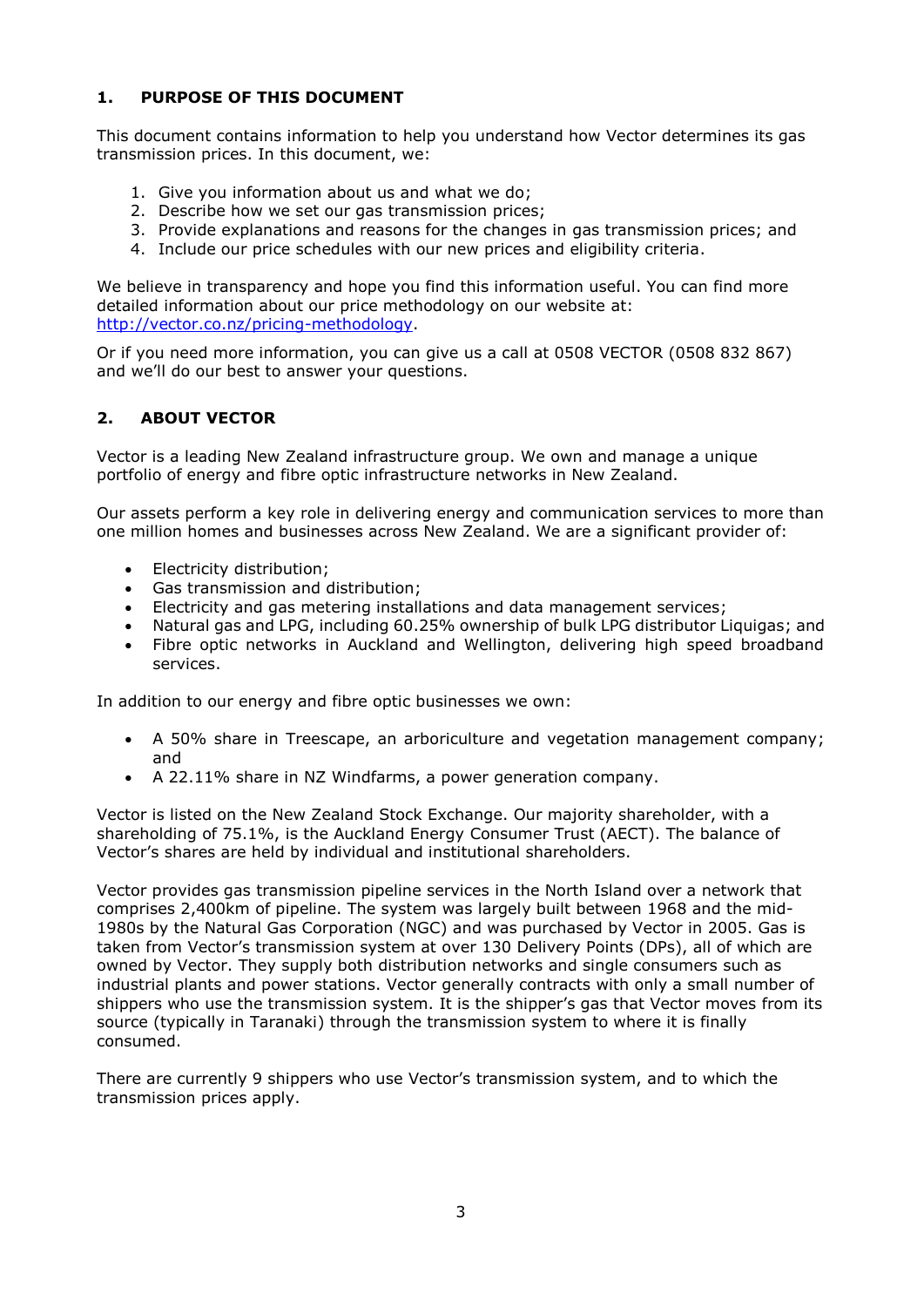## 1. PURPOSE OF THIS DOCUMENT

This document contains information to help you understand how Vector determines its gas transmission prices. In this document, we:

1. Give you information about us and what we do;
2. Describe how we set our gas transmission prices;
3. Provide explanations and reasons for the changes in gas transmission prices; and
4. Include our price schedules with our new prices and eligibility criteria.

We believe in transparency and hope you find this information useful. You can find more detailed information about our price methodology on our website at: [http://vector.co.nz/pricing-methodology](http://vector.co.nz/pricing-methodology).

Or if you need more information, you can give us a call at 0508 VECTOR (0508 832 867) and we'll do our best to answer your questions.

## 2. ABOUT VECTOR

Vector is a leading New Zealand infrastructure group. We own and manage a unique portfolio of energy and fibre optic infrastructure networks in New Zealand.

Our assets perform a key role in delivering energy and communication services to more than one million homes and businesses across New Zealand. We are a significant provider of:

- Electricity distribution;
- Gas transmission and distribution;
- Electricity and gas metering installations and data management services;
- Natural gas and LPG, including 60.25% ownership of bulk LPG distributor Liquigas; and
- Fibre optic networks in Auckland and Wellington, delivering high speed broadband services.

In addition to our energy and fibre optic businesses we own:

- A 50% share in Treescape, an arboriculture and vegetation management company; and
- A 22.11% share in NZ Windfarms, a power generation company.

Vector is listed on the New Zealand Stock Exchange. Our majority shareholder, with a shareholding of 75.1%, is the Auckland Energy Consumer Trust (AECT). The balance of Vector's shares are held by individual and institutional shareholders.

Vector provides gas transmission pipeline services in the North Island over a network that comprises 2,400km of pipeline. The system was largely built between 1968 and the mid-1980s by the Natural Gas Corporation (NGC) and was purchased by Vector in 2005. Gas is taken from Vector's transmission system at over 130 Delivery Points (DPs), all of which are owned by Vector. They supply both distribution networks and single consumers such as industrial plants and power stations. Vector generally contracts with only a small number of shippers who use the transmission system. It is the shipper's gas that Vector moves from its source (typically in Taranaki) through the transmission system to where it is finally consumed.

There are currently 9 shippers who use Vector's transmission system, and to which the transmission prices apply.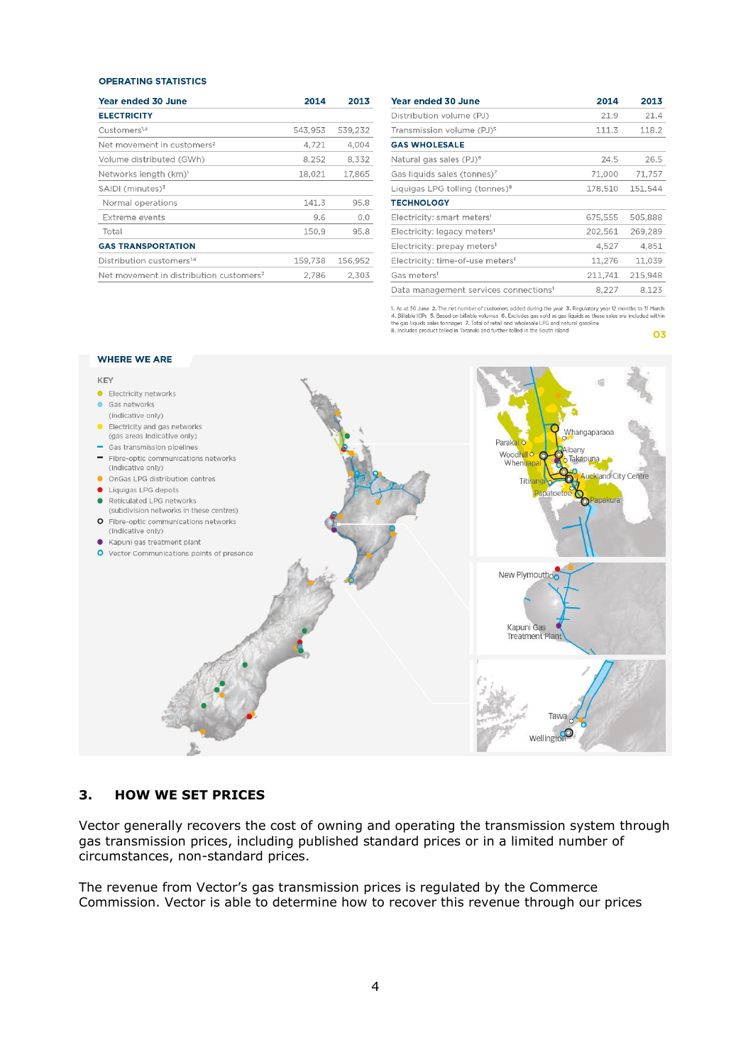### OPERATING STATISTICS

| Year ended 30 June | 2014 | 2013 |
|---|---|---|
| **ELECTRICITY** | | |
| Customers[1,4] | 543,953 | 539,232 |
| Net movement in customers[2] | 4,721 | 4,004 |
| Volume distributed (GWh) | 8,252 | 8,332 |
| Networks length (km)[1] | 18,021 | 17,865 |
| SAIDI (minutes)[3] | | |
| Normal operations | 141.3 | 95.8 |
| Extreme events | 9.6 | 0.0 |
| Total | 150.9 | 95.8 |
| **GAS TRANSPORTATION** | | |
| Distribution customers[1,4] | 159,738 | 156,952 |
| Net movement in distribution customers[2] | 2,786 | 2,303 |

| Year ended 30 June | 2014 | 2013 |
|---|---|---|
| Distribution volume (PJ) | 21.9 | 21.4 |
| Transmission volume (PJ)[5] | 111.3 | 118.2 |
| **GAS WHOLESALE** | | |
| Natural gas sales (PJ)[6] | 24.5 | 26.5 |
| Gas liquids sales (tonnes)[7] | 71,000 | 71,757 |
| Liquigas LPG tolling (tonnes)[8] | 178,510 | 151,544 |
| **TECHNOLOGY** | | |
| Electricity: smart meters[1] | 675,555 | 505,888 |
| Electricity: legacy meters[1] | 202,561 | 269,289 |
| Electricity: prepay meters[1] | 4,527 | 4,851 |
| Electricity: time-of-use meters[1] | 11,276 | 11,039 |
| Gas meters[1] | 211,741 | 215,948 |
| Data management services connections[1] | 8,227 | 8,123 |

1. As at 30 June 2. The net number of customers added during the year 3. Regulatory year 12 months to 31 March 4. Billable ICPs 5. Based on billable volumes 6. Excludes gas sold as gas liquids as these sales are included within the gas liquids sales tonnages 7. Total of retail and wholesale LPG and natural gasoline 8. Includes product tolled in Taranaki and further tolled in the South Island

### WHERE WE ARE

KEY
- Electricity networks
- Gas networks (indicative only)
- Electricity and gas networks (gas areas indicative only)
- Gas transmission pipelines
- Fibre-optic communications networks (indicative only)
- OnGas LPG distribution centres
- Liquigas LPG depots
- Reticulated LPG networks (subdivision networks in these centres)
- Fibre-optic communications networks (indicative only)
- Kapuni gas treatment plant
- Vector Communications points of presence

Whangaparaoa, Parakai, Albany, Takapuna, Woodhill, Whenuapai, Auckland City Centre, Titirangi, Papatoetoe, Papakura, New Plymouth, Kapuni Gas Treatment Plant, Tawa, Wellington

## 3. HOW WE SET PRICES

Vector generally recovers the cost of owning and operating the transmission system through gas transmission prices, including published standard prices or in a limited number of circumstances, non-standard prices.

The revenue from Vector's gas transmission prices is regulated by the Commerce Commission. Vector is able to determine how to recover this revenue through our prices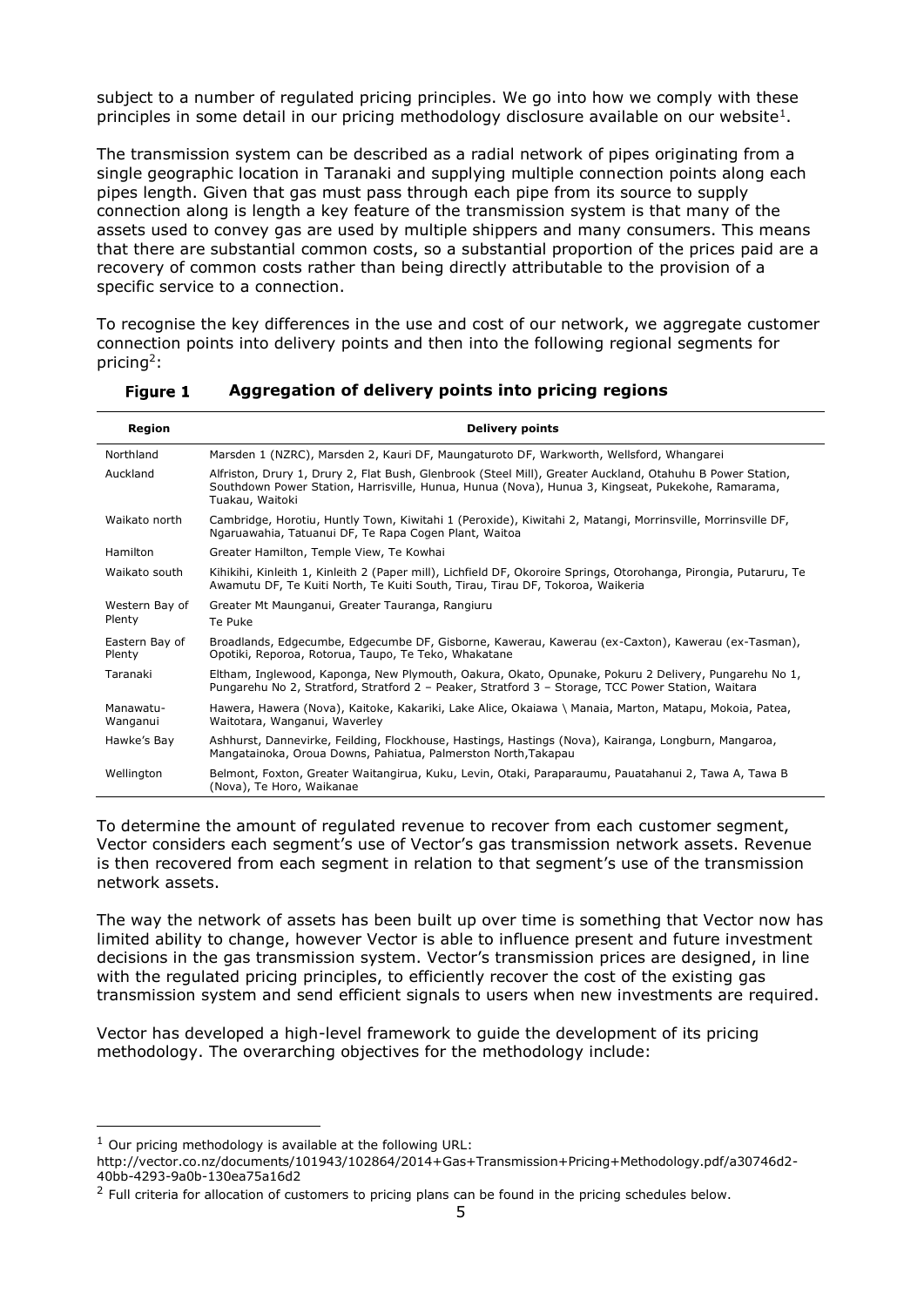subject to a number of regulated pricing principles. We go into how we comply with these principles in some detail in our pricing methodology disclosure available on our website[1].

The transmission system can be described as a radial network of pipes originating from a single geographic location in Taranaki and supplying multiple connection points along each pipes length. Given that gas must pass through each pipe from its source to supply connection along is length a key feature of the transmission system is that many of the assets used to convey gas are used by multiple shippers and many consumers. This means that there are substantial common costs, so a substantial proportion of the prices paid are a recovery of common costs rather than being directly attributable to the provision of a specific service to a connection.

To recognise the key differences in the use and cost of our network, we aggregate customer connection points into delivery points and then into the following regional segments for pricing[2]:

**Figure 1 Aggregation of delivery points into pricing regions**

| Region | Delivery points |
|---|---|
| Northland | Marsden 1 (NZRC), Marsden 2, Kauri DF, Maungaturoto DF, Warkworth, Wellsford, Whangarei |
| Auckland | Alfriston, Drury 1, Drury 2, Flat Bush, Glenbrook (Steel Mill), Greater Auckland, Otahuhu B Power Station, Southdown Power Station, Harrisville, Hunua, Hunua (Nova), Hunua 3, Kingseat, Pukekohe, Ramarama, Tuakau, Waitoki |
| Waikato north | Cambridge, Horotiu, Huntly Town, Kiwitahi 1 (Peroxide), Kiwitahi 2, Matangi, Morrinsville, Morrinsville DF, Ngaruawahia, Tatuanui DF, Te Rapa Cogen Plant, Waitoa |
| Hamilton | Greater Hamilton, Temple View, Te Kowhai |
| Waikato south | Kihikihi, Kinleith 1, Kinleith 2 (Paper mill), Lichfield DF, Okoroire Springs, Otorohanga, Pirongia, Putaruru, Te Awamutu DF, Te Kuiti North, Te Kuiti South, Tirau, Tirau DF, Tokoroa, Waikeria |
| Western Bay of Plenty | Greater Mt Maunganui, Greater Tauranga, Rangiuru Te Puke |
| Eastern Bay of Plenty | Broadlands, Edgecumbe, Edgecumbe DF, Gisborne, Kawerau, Kawerau (ex-Caxton), Kawerau (ex-Tasman), Opotiki, Reporoa, Rotorua, Taupo, Te Teko, Whakatane |
| Taranaki | Eltham, Inglewood, Kaponga, New Plymouth, Oakura, Okato, Opunake, Pokuru 2 Delivery, Pungarehu No 1, Pungarehu No 2, Stratford, Stratford 2 – Peaker, Stratford 3 – Storage, TCC Power Station, Waitara |
| Manawatu-Wanganui | Hawera, Hawera (Nova), Kaitoke, Kakariki, Lake Alice, Okaiawa \ Manaia, Marton, Matapu, Mokoia, Patea, Waitotara, Wanganui, Waverley |
| Hawke's Bay | Ashhurst, Dannevirke, Feilding, Flockhouse, Hastings, Hastings (Nova), Kairanga, Longburn, Mangaroa, Mangatainoka, Oroua Downs, Pahiatua, Palmerston North,Takapau |
| Wellington | Belmont, Foxton, Greater Waitangirua, Kuku, Levin, Otaki, Paraparaumu, Pauatahanui 2, Tawa A, Tawa B (Nova), Te Horo, Waikanae |

To determine the amount of regulated revenue to recover from each customer segment, Vector considers each segment's use of Vector's gas transmission network assets. Revenue is then recovered from each segment in relation to that segment's use of the transmission network assets.

The way the network of assets has been built up over time is something that Vector now has limited ability to change, however Vector is able to influence present and future investment decisions in the gas transmission system. Vector's transmission prices are designed, in line with the regulated pricing principles, to efficiently recover the cost of the existing gas transmission system and send efficient signals to users when new investments are required.

Vector has developed a high-level framework to guide the development of its pricing methodology. The overarching objectives for the methodology include:

[1] Our pricing methodology is available at the following URL: http://vector.co.nz/documents/101943/102864/2014+Gas+Transmission+Pricing+Methodology.pdf/a30746d2-40bb-4293-9a0b-130ea75a16d2

[2] Full criteria for allocation of customers to pricing plans can be found in the pricing schedules below.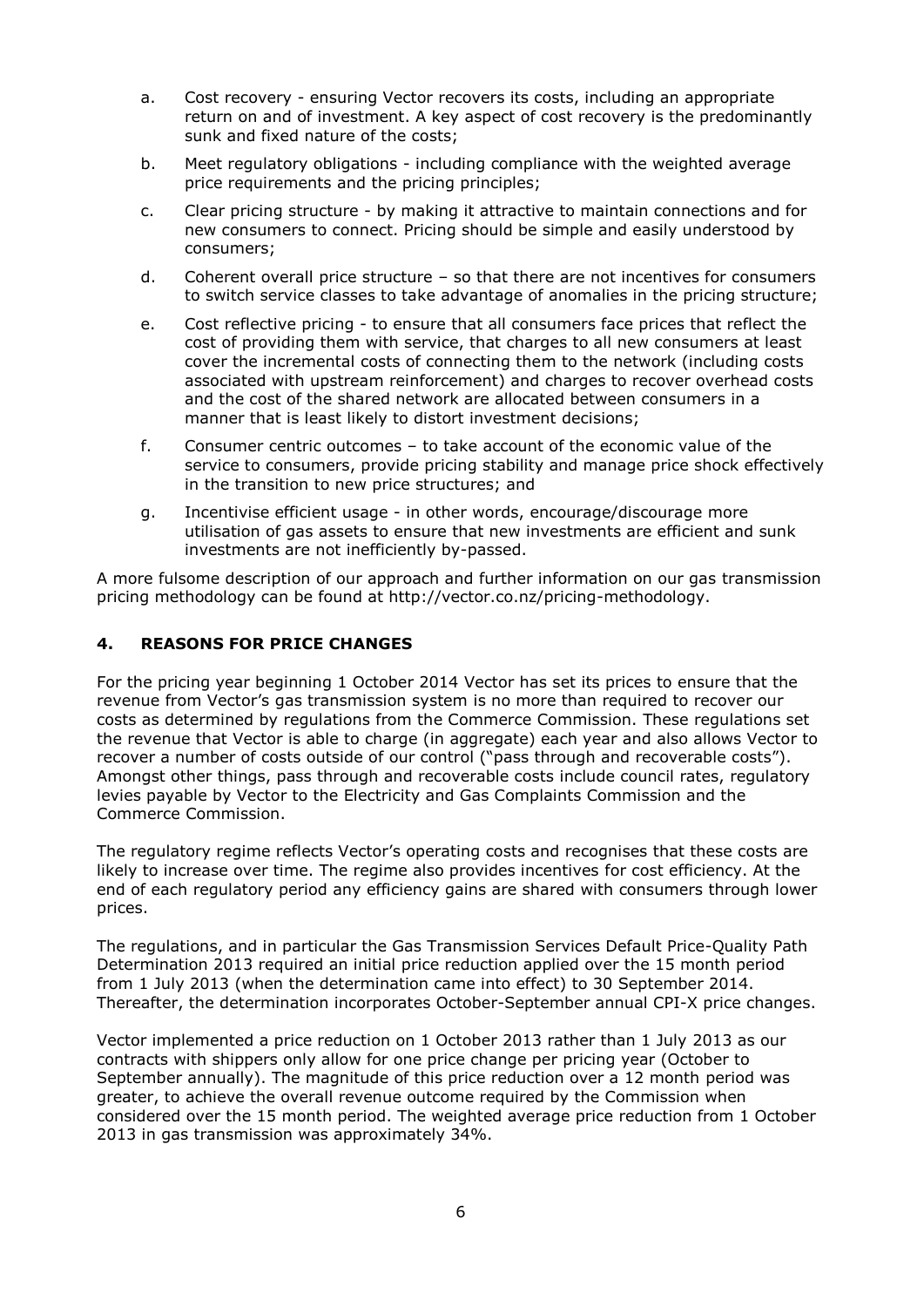a. Cost recovery - ensuring Vector recovers its costs, including an appropriate return on and of investment. A key aspect of cost recovery is the predominantly sunk and fixed nature of the costs;

b. Meet regulatory obligations - including compliance with the weighted average price requirements and the pricing principles;

c. Clear pricing structure - by making it attractive to maintain connections and for new consumers to connect. Pricing should be simple and easily understood by consumers;

d. Coherent overall price structure – so that there are not incentives for consumers to switch service classes to take advantage of anomalies in the pricing structure;

e. Cost reflective pricing - to ensure that all consumers face prices that reflect the cost of providing them with service, that charges to all new consumers at least cover the incremental costs of connecting them to the network (including costs associated with upstream reinforcement) and charges to recover overhead costs and the cost of the shared network are allocated between consumers in a manner that is least likely to distort investment decisions;

f. Consumer centric outcomes – to take account of the economic value of the service to consumers, provide pricing stability and manage price shock effectively in the transition to new price structures; and

g. Incentivise efficient usage - in other words, encourage/discourage more utilisation of gas assets to ensure that new investments are efficient and sunk investments are not inefficiently by-passed.

A more fulsome description of our approach and further information on our gas transmission pricing methodology can be found at http://vector.co.nz/pricing-methodology.

## 4. REASONS FOR PRICE CHANGES

For the pricing year beginning 1 October 2014 Vector has set its prices to ensure that the revenue from Vector's gas transmission system is no more than required to recover our costs as determined by regulations from the Commerce Commission. These regulations set the revenue that Vector is able to charge (in aggregate) each year and also allows Vector to recover a number of costs outside of our control ("pass through and recoverable costs"). Amongst other things, pass through and recoverable costs include council rates, regulatory levies payable by Vector to the Electricity and Gas Complaints Commission and the Commerce Commission.

The regulatory regime reflects Vector's operating costs and recognises that these costs are likely to increase over time. The regime also provides incentives for cost efficiency. At the end of each regulatory period any efficiency gains are shared with consumers through lower prices.

The regulations, and in particular the Gas Transmission Services Default Price-Quality Path Determination 2013 required an initial price reduction applied over the 15 month period from 1 July 2013 (when the determination came into effect) to 30 September 2014. Thereafter, the determination incorporates October-September annual CPI-X price changes.

Vector implemented a price reduction on 1 October 2013 rather than 1 July 2013 as our contracts with shippers only allow for one price change per pricing year (October to September annually). The magnitude of this price reduction over a 12 month period was greater, to achieve the overall revenue outcome required by the Commission when considered over the 15 month period. The weighted average price reduction from 1 October 2013 in gas transmission was approximately 34%.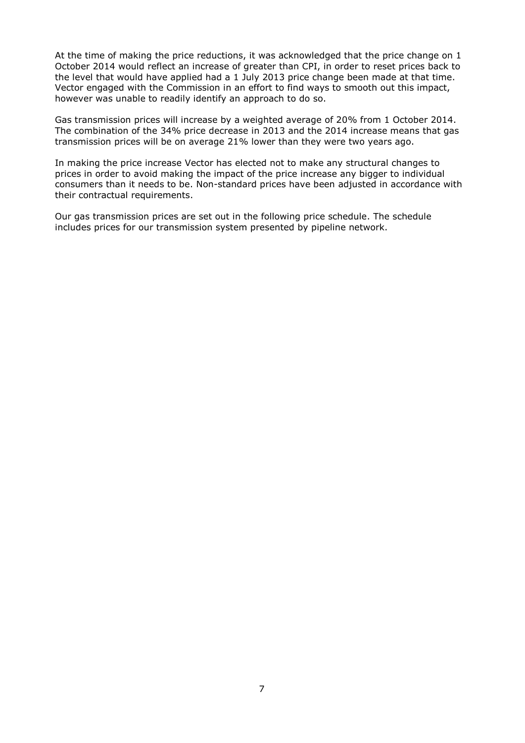At the time of making the price reductions, it was acknowledged that the price change on 1 October 2014 would reflect an increase of greater than CPI, in order to reset prices back to the level that would have applied had a 1 July 2013 price change been made at that time. Vector engaged with the Commission in an effort to find ways to smooth out this impact, however was unable to readily identify an approach to do so.

Gas transmission prices will increase by a weighted average of 20% from 1 October 2014. The combination of the 34% price decrease in 2013 and the 2014 increase means that gas transmission prices will be on average 21% lower than they were two years ago.

In making the price increase Vector has elected not to make any structural changes to prices in order to avoid making the impact of the price increase any bigger to individual consumers than it needs to be. Non-standard prices have been adjusted in accordance with their contractual requirements.

Our gas transmission prices are set out in the following price schedule. The schedule includes prices for our transmission system presented by pipeline network.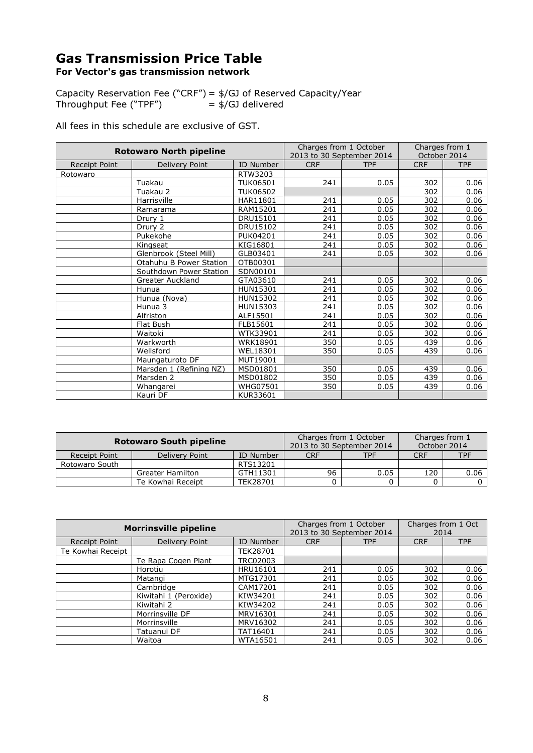# Gas Transmission Price Table

**For Vector's gas transmission network**

Capacity Reservation Fee ("CRF") = $/GJ of Reserved Capacity/Year
Throughput Fee ("TPF") = $/GJ delivered

All fees in this schedule are exclusive of GST.

| Rotowaro North pipeline | | | Charges from 1 October 2013 to 30 September 2014 | | Charges from 1 October 2014 | |
|---|---|---|---|---|---|---|
| Receipt Point | Delivery Point | ID Number | CRF | TPF | CRF | TPF |
| Rotowaro | | RTW3203 | | | | |
| | Tuakau | TUK06501 | 241 | 0.05 | 302 | 0.06 |
| | Tuakau 2 | TUK06502 | | | 302 | 0.06 |
| | Harrisville | HAR11801 | 241 | 0.05 | 302 | 0.06 |
| | Ramarama | RAM15201 | 241 | 0.05 | 302 | 0.06 |
| | Drury 1 | DRU15101 | 241 | 0.05 | 302 | 0.06 |
| | Drury 2 | DRU15102 | 241 | 0.05 | 302 | 0.06 |
| | Pukekohe | PUK04201 | 241 | 0.05 | 302 | 0.06 |
| | Kingseat | KIG16801 | 241 | 0.05 | 302 | 0.06 |
| | Glenbrook (Steel Mill) | GLB03401 | 241 | 0.05 | 302 | 0.06 |
| | Otahuhu B Power Station | OTB00301 | | | | |
| | Southdown Power Station | SDN00101 | | | | |
| | Greater Auckland | GTA03610 | 241 | 0.05 | 302 | 0.06 |
| | Hunua | HUN15301 | 241 | 0.05 | 302 | 0.06 |
| | Hunua (Nova) | HUN15302 | 241 | 0.05 | 302 | 0.06 |
| | Hunua 3 | HUN15303 | 241 | 0.05 | 302 | 0.06 |
| | Alfriston | ALF15501 | 241 | 0.05 | 302 | 0.06 |
| | Flat Bush | FLB15601 | 241 | 0.05 | 302 | 0.06 |
| | Waitoki | WTK33901 | 241 | 0.05 | 302 | 0.06 |
| | Warkworth | WRK18901 | 350 | 0.05 | 439 | 0.06 |
| | Wellsford | WEL18301 | 350 | 0.05 | 439 | 0.06 |
| | Maungaturoto DF | MUT19001 | | | | |
| | Marsden 1 (Refining NZ) | MSD01801 | 350 | 0.05 | 439 | 0.06 |
| | Marsden 2 | MSD01802 | 350 | 0.05 | 439 | 0.06 |
| | Whangarei | WHG07501 | 350 | 0.05 | 439 | 0.06 |
| | Kauri DF | KUR33601 | | | | |

| Rotowaro South pipeline | | | Charges from 1 October 2013 to 30 September 2014 | | Charges from 1 October 2014 | |
|---|---|---|---|---|---|---|
| Receipt Point | Delivery Point | ID Number | CRF | TPF | CRF | TPF |
| Rotowaro South | | RTS13201 | | | | |
| | Greater Hamilton | GTH11301 | 96 | 0.05 | 120 | 0.06 |
| | Te Kowhai Receipt | TEK28701 | 0 | 0 | 0 | 0 |

| Morrinsville pipeline | | | Charges from 1 October 2013 to 30 September 2014 | | Charges from 1 Oct 2014 | |
|---|---|---|---|---|---|---|
| Receipt Point | Delivery Point | ID Number | CRF | TPF | CRF | TPF |
| Te Kowhai Receipt | | TEK28701 | | | | |
| | Te Rapa Cogen Plant | TRC02003 | | | | |
| | Horotiu | HRU16101 | 241 | 0.05 | 302 | 0.06 |
| | Matangi | MTG17301 | 241 | 0.05 | 302 | 0.06 |
| | Cambridge | CAM17201 | 241 | 0.05 | 302 | 0.06 |
| | Kiwitahi 1 (Peroxide) | KIW34201 | 241 | 0.05 | 302 | 0.06 |
| | Kiwitahi 2 | KIW34202 | 241 | 0.05 | 302 | 0.06 |
| | Morrinsville DF | MRV16301 | 241 | 0.05 | 302 | 0.06 |
| | Morrinsville | MRV16302 | 241 | 0.05 | 302 | 0.06 |
| | Tatuanui DF | TAT16401 | 241 | 0.05 | 302 | 0.06 |
| | Waitoa | WTA16501 | 241 | 0.05 | 302 | 0.06 |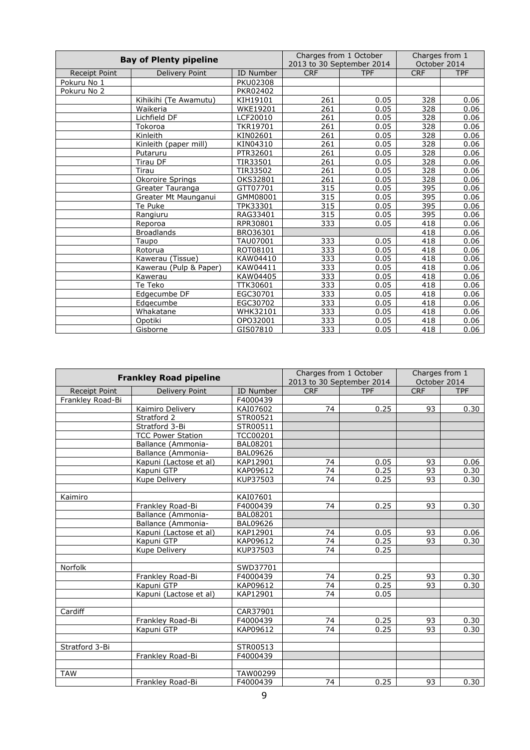| Bay of Plenty pipeline | | | Charges from 1 October 2013 to 30 September 2014 | | Charges from 1 October 2014 | |
|---|---|---|---|---|---|---|
| Receipt Point | Delivery Point | ID Number | CRF | TPF | CRF | TPF |
| Pokuru No 1 | | PKU02308 | | | | |
| Pokuru No 2 | | PKR02402 | | | | |
| | Kihikihi (Te Awamutu) | KIH19101 | 261 | 0.05 | 328 | 0.06 |
| | Waikeria | WKE19201 | 261 | 0.05 | 328 | 0.06 |
| | Lichfield DF | LCF20010 | 261 | 0.05 | 328 | 0.06 |
| | Tokoroa | TKR19701 | 261 | 0.05 | 328 | 0.06 |
| | Kinleith | KIN02601 | 261 | 0.05 | 328 | 0.06 |
| | Kinleith (paper mill) | KIN04310 | 261 | 0.05 | 328 | 0.06 |
| | Putaruru | PTR32601 | 261 | 0.05 | 328 | 0.06 |
| | Tirau DF | TIR33501 | 261 | 0.05 | 328 | 0.06 |
| | Tirau | TIR33502 | 261 | 0.05 | 328 | 0.06 |
| | Okoroire Springs | OKS32801 | 261 | 0.05 | 328 | 0.06 |
| | Greater Tauranga | GTT07701 | 315 | 0.05 | 395 | 0.06 |
| | Greater Mt Maunganui | GMM08001 | 315 | 0.05 | 395 | 0.06 |
| | Te Puke | TPK33301 | 315 | 0.05 | 395 | 0.06 |
| | Rangiuru | RAG33401 | 315 | 0.05 | 395 | 0.06 |
| | Reporoa | RPR30801 | 333 | 0.05 | 418 | 0.06 |
| | Broadlands | BRO36301 | | | 418 | 0.06 |
| | Taupo | TAU07001 | 333 | 0.05 | 418 | 0.06 |
| | Rotorua | ROT08101 | 333 | 0.05 | 418 | 0.06 |
| | Kawerau (Tissue) | KAW04410 | 333 | 0.05 | 418 | 0.06 |
| | Kawerau (Pulp & Paper) | KAW04411 | 333 | 0.05 | 418 | 0.06 |
| | Kawerau | KAW04405 | 333 | 0.05 | 418 | 0.06 |
| | Te Teko | TTK30601 | 333 | 0.05 | 418 | 0.06 |
| | Edgecumbe DF | EGC30701 | 333 | 0.05 | 418 | 0.06 |
| | Edgecumbe | EGC30702 | 333 | 0.05 | 418 | 0.06 |
| | Whakatane | WHK32101 | 333 | 0.05 | 418 | 0.06 |
| | Opotiki | OPO32001 | 333 | 0.05 | 418 | 0.06 |
| | Gisborne | GIS07810 | 333 | 0.05 | 418 | 0.06 |

| Frankley Road pipeline | | | Charges from 1 October 2013 to 30 September 2014 | | Charges from 1 October 2014 | |
|---|---|---|---|---|---|---|
| Receipt Point | Delivery Point | ID Number | CRF | TPF | CRF | TPF |
| Frankley Road-Bi | | F4000439 | | | | |
| | Kaimiro Delivery | KAI07602 | 74 | 0.25 | 93 | 0.30 |
| | Stratford 2 | STR00521 | | | | |
| | Stratford 3-Bi | STR00511 | | | | |
| | TCC Power Station | TCC00201 | | | | |
| | Ballance (Ammonia- | BAL08201 | | | | |
| | Ballance (Ammonia- | BAL09626 | | | | |
| | Kapuni (Lactose et al) | KAP12901 | 74 | 0.05 | 93 | 0.06 |
| | Kapuni GTP | KAP09612 | 74 | 0.25 | 93 | 0.30 |
| | Kupe Delivery | KUP37503 | 74 | 0.25 | 93 | 0.30 |
| | | | | | | |
| Kaimiro | | KAI07601 | | | | |
| | Frankley Road-Bi | F4000439 | 74 | 0.25 | 93 | 0.30 |
| | Ballance (Ammonia- | BAL08201 | | | | |
| | Ballance (Ammonia- | BAL09626 | | | | |
| | Kapuni (Lactose et al) | KAP12901 | 74 | 0.05 | 93 | 0.06 |
| | Kapuni GTP | KAP09612 | 74 | 0.25 | 93 | 0.30 |
| | Kupe Delivery | KUP37503 | 74 | 0.25 | | |
| | | | | | | |
| Norfolk | | SWD37701 | | | | |
| | Frankley Road-Bi | F4000439 | 74 | 0.25 | 93 | 0.30 |
| | Kapuni GTP | KAP09612 | 74 | 0.25 | 93 | 0.30 |
| | Kapuni (Lactose et al) | KAP12901 | 74 | 0.05 | | |
| | | | | | | |
| Cardiff | | CAR37901 | | | | |
| | Frankley Road-Bi | F4000439 | 74 | 0.25 | 93 | 0.30 |
| | Kapuni GTP | KAP09612 | 74 | 0.25 | 93 | 0.30 |
| | | | | | | |
| Stratford 3-Bi | | STR00513 | | | | |
| | Frankley Road-Bi | F4000439 | | | | |
| | | | | | | |
| TAW | | TAW00299 | | | | |
| | Frankley Road-Bi | F4000439 | 74 | 0.25 | 93 | 0.30 |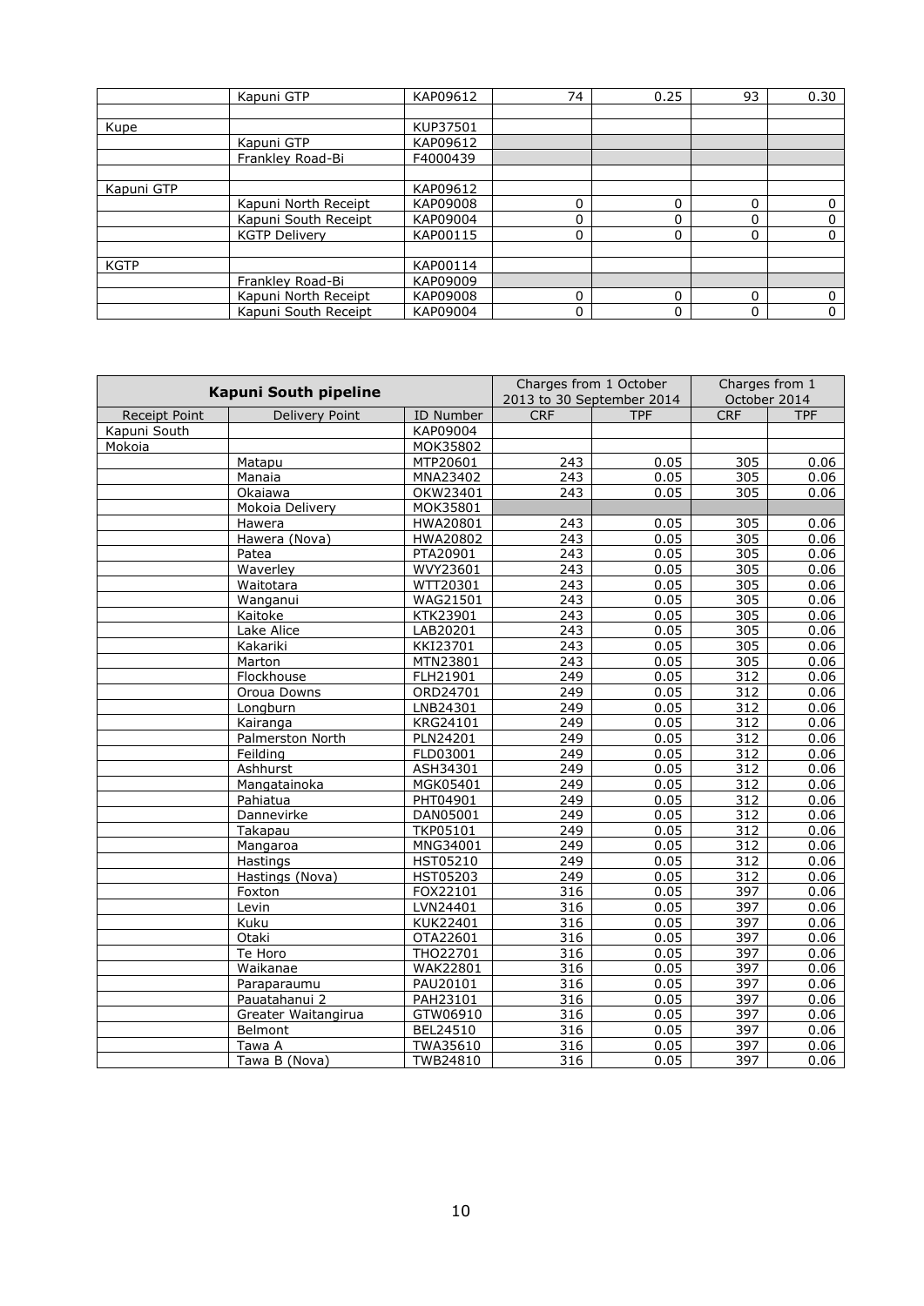| | Kapuni GTP | KAP09612 | 74 | 0.25 | 93 | 0.30 |
|---|---|---|---|---|---|---|
| | | | | | | |
| Kupe | | KUP37501 | | | | |
| | Kapuni GTP | KAP09612 | | | | |
| | Frankley Road-Bi | F4000439 | | | | |
| | | | | | | |
| Kapuni GTP | | KAP09612 | | | | |
| | Kapuni North Receipt | KAP09008 | 0 | 0 | 0 | 0 |
| | Kapuni South Receipt | KAP09004 | 0 | 0 | 0 | 0 |
| | KGTP Delivery | KAP00115 | 0 | 0 | 0 | 0 |
| | | | | | | |
| KGTP | | KAP00114 | | | | |
| | Frankley Road-Bi | KAP09009 | | | | |
| | Kapuni North Receipt | KAP09008 | 0 | 0 | 0 | 0 |
| | Kapuni South Receipt | KAP09004 | 0 | 0 | 0 | 0 |

| **Kapuni South pipeline** | | | Charges from 1 October 2013 to 30 September 2014 | | Charges from 1 October 2014 | |
|---|---|---|---|---|---|---|
| Receipt Point | Delivery Point | ID Number | CRF | TPF | CRF | TPF |
| Kapuni South | | KAP09004 | | | | |
| Mokoia | | MOK35802 | | | | |
| | Matapu | MTP20601 | 243 | 0.05 | 305 | 0.06 |
| | Manaia | MNA23402 | 243 | 0.05 | 305 | 0.06 |
| | Okaiawa | OKW23401 | 243 | 0.05 | 305 | 0.06 |
| | Mokoia Delivery | MOK35801 | | | | |
| | Hawera | HWA20801 | 243 | 0.05 | 305 | 0.06 |
| | Hawera (Nova) | HWA20802 | 243 | 0.05 | 305 | 0.06 |
| | Patea | PTA20901 | 243 | 0.05 | 305 | 0.06 |
| | Waverley | WVY23601 | 243 | 0.05 | 305 | 0.06 |
| | Waitotara | WTT20301 | 243 | 0.05 | 305 | 0.06 |
| | Wanganui | WAG21501 | 243 | 0.05 | 305 | 0.06 |
| | Kaitoke | KTK23901 | 243 | 0.05 | 305 | 0.06 |
| | Lake Alice | LAB20201 | 243 | 0.05 | 305 | 0.06 |
| | Kakariki | KKI23701 | 243 | 0.05 | 305 | 0.06 |
| | Marton | MTN23801 | 243 | 0.05 | 305 | 0.06 |
| | Flockhouse | FLH21901 | 249 | 0.05 | 312 | 0.06 |
| | Oroua Downs | ORD24701 | 249 | 0.05 | 312 | 0.06 |
| | Longburn | LNB24301 | 249 | 0.05 | 312 | 0.06 |
| | Kairanga | KRG24101 | 249 | 0.05 | 312 | 0.06 |
| | Palmerston North | PLN24201 | 249 | 0.05 | 312 | 0.06 |
| | Feilding | FLD03001 | 249 | 0.05 | 312 | 0.06 |
| | Ashhurst | ASH34301 | 249 | 0.05 | 312 | 0.06 |
| | Mangatainoka | MGK05401 | 249 | 0.05 | 312 | 0.06 |
| | Pahiatua | PHT04901 | 249 | 0.05 | 312 | 0.06 |
| | Dannevirke | DAN05001 | 249 | 0.05 | 312 | 0.06 |
| | Takapau | TKP05101 | 249 | 0.05 | 312 | 0.06 |
| | Mangaroa | MNG34001 | 249 | 0.05 | 312 | 0.06 |
| | Hastings | HST05210 | 249 | 0.05 | 312 | 0.06 |
| | Hastings (Nova) | HST05203 | 249 | 0.05 | 312 | 0.06 |
| | Foxton | FOX22101 | 316 | 0.05 | 397 | 0.06 |
| | Levin | LVN24401 | 316 | 0.05 | 397 | 0.06 |
| | Kuku | KUK22401 | 316 | 0.05 | 397 | 0.06 |
| | Otaki | OTA22601 | 316 | 0.05 | 397 | 0.06 |
| | Te Horo | THO22701 | 316 | 0.05 | 397 | 0.06 |
| | Waikanae | WAK22801 | 316 | 0.05 | 397 | 0.06 |
| | Paraparaumu | PAU20101 | 316 | 0.05 | 397 | 0.06 |
| | Pauatahanui 2 | PAH23101 | 316 | 0.05 | 397 | 0.06 |
| | Greater Waitangirua | GTW06910 | 316 | 0.05 | 397 | 0.06 |
| | Belmont | BEL24510 | 316 | 0.05 | 397 | 0.06 |
| | Tawa A | TWA35610 | 316 | 0.05 | 397 | 0.06 |
| | Tawa B (Nova) | TWB24810 | 316 | 0.05 | 397 | 0.06 |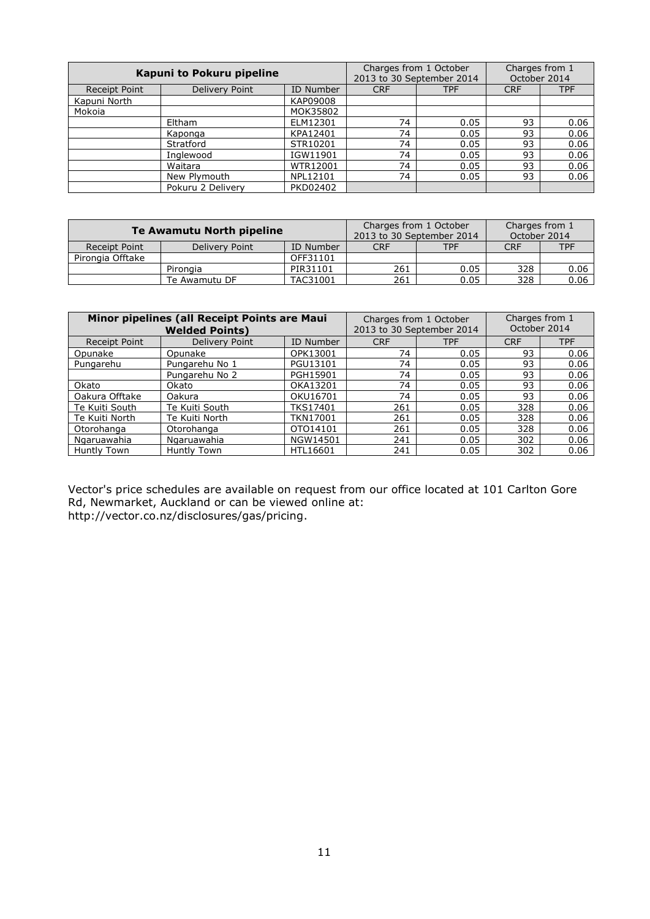| Kapuni to Pokuru pipeline | | | Charges from 1 October 2013 to 30 September 2014 | | Charges from 1 October 2014 | |
|---|---|---|---|---|---|---|
| Receipt Point | Delivery Point | ID Number | CRF | TPF | CRF | TPF |
| Kapuni North | | KAP09008 | | | | |
| Mokoia | | MOK35802 | | | | |
| | Eltham | ELM12301 | 74 | 0.05 | 93 | 0.06 |
| | Kaponga | KPA12401 | 74 | 0.05 | 93 | 0.06 |
| | Stratford | STR10201 | 74 | 0.05 | 93 | 0.06 |
| | Inglewood | IGW11901 | 74 | 0.05 | 93 | 0.06 |
| | Waitara | WTR12001 | 74 | 0.05 | 93 | 0.06 |
| | New Plymouth | NPL12101 | 74 | 0.05 | 93 | 0.06 |
| | Pokuru 2 Delivery | PKD02402 | | | | |

| Te Awamutu North pipeline | | | Charges from 1 October 2013 to 30 September 2014 | | Charges from 1 October 2014 | |
|---|---|---|---|---|---|---|
| Receipt Point | Delivery Point | ID Number | CRF | TPF | CRF | TPF |
| Pirongia Offtake | | OFF31101 | | | | |
| | Pirongia | PIR31101 | 261 | 0.05 | 328 | 0.06 |
| | Te Awamutu DF | TAC31001 | 261 | 0.05 | 328 | 0.06 |

| Minor pipelines (all Receipt Points are Maui Welded Points) | | | Charges from 1 October 2013 to 30 September 2014 | | Charges from 1 October 2014 | |
|---|---|---|---|---|---|---|
| Receipt Point | Delivery Point | ID Number | CRF | TPF | CRF | TPF |
| Opunake | Opunake | OPK13001 | 74 | 0.05 | 93 | 0.06 |
| Pungarehu | Pungarehu No 1 | PGU13101 | 74 | 0.05 | 93 | 0.06 |
| | Pungarehu No 2 | PGH15901 | 74 | 0.05 | 93 | 0.06 |
| Okato | Okato | OKA13201 | 74 | 0.05 | 93 | 0.06 |
| Oakura Offtake | Oakura | OKU16701 | 74 | 0.05 | 93 | 0.06 |
| Te Kuiti South | Te Kuiti South | TKS17401 | 261 | 0.05 | 328 | 0.06 |
| Te Kuiti North | Te Kuiti North | TKN17001 | 261 | 0.05 | 328 | 0.06 |
| Otorohanga | Otorohanga | OTO14101 | 261 | 0.05 | 328 | 0.06 |
| Ngaruawahia | Ngaruawahia | NGW14501 | 241 | 0.05 | 302 | 0.06 |
| Huntly Town | Huntly Town | HTL16601 | 241 | 0.05 | 302 | 0.06 |

Vector's price schedules are available on request from our office located at 101 Carlton Gore Rd, Newmarket, Auckland or can be viewed online at: http://vector.co.nz/disclosures/gas/pricing.